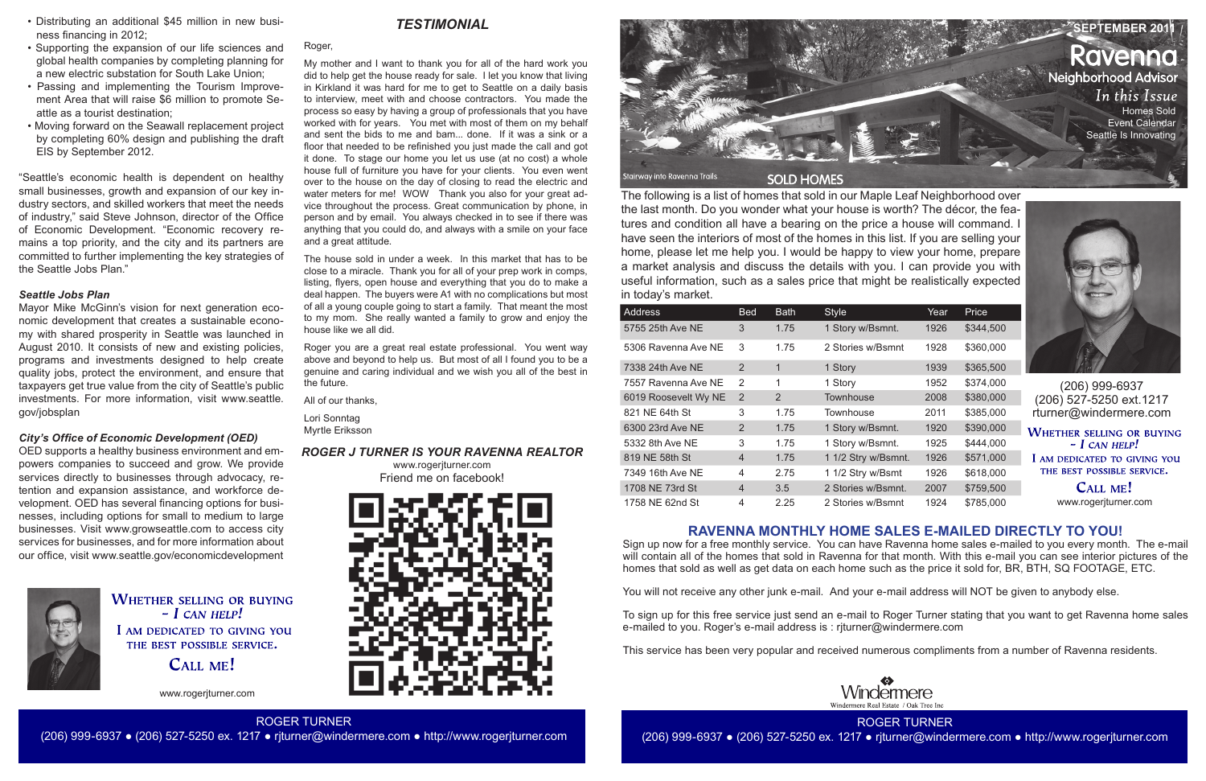- Distributing an additional $45 million in new business financing in 2012;
- Supporting the expansion of our life sciences and global health companies by completing planning for a new electric substation for South Lake Union;
- Passing and implementing the Tourism Improvement Area that will raise $6 million to promote Seattle as a tourist destination;
- Moving forward on the Seawall replacement project by completing 60% design and publishing the draft EIS by September 2012.

"Seattle's economic health is dependent on healthy small businesses, growth and expansion of our key industry sectors, and skilled workers that meet the needs of industry," said Steve Johnson, director of the Office of Economic Development. "Economic recovery remains a top priority, and the city and its partners are committed to further implementing the key strategies of the Seattle Jobs Plan."

***Seattle Jobs Plan***

Mayor Mike McGinn's vision for next generation economic development that creates a sustainable economy with shared prosperity in Seattle was launched in August 2010. It consists of new and existing policies, programs and investments designed to help create quality jobs, protect the environment, and ensure that taxpayers get true value from the city of Seattle's public investments. For more information, visit www.seattle.gov/jobsplan

***City's Office of Economic Development (OED)***

OED supports a healthy business environment and empowers companies to succeed and grow. We provide services directly to businesses through advocacy, retention and expansion assistance, and workforce development. OED has several financing options for businesses, including options for small to medium to large businesses. Visit www.growseattle.com to access city services for businesses, and for more information about our office, visit www.seattle.gov/economicdevelopment

WHETHER SELLING OR BUYING – *I CAN HELP!*
I AM DEDICATED TO GIVING YOU THE BEST POSSIBLE SERVICE.
CALL ME!

www.rogerjturner.com

## *TESTIMONIAL*

Roger,

My mother and I want to thank you for all of the hard work you did to help get the house ready for sale. I let you know that living in Kirkland it was hard for me to get to Seattle on a daily basis to interview, meet with and choose contractors. You made the process so easy by having a group of professionals that you have worked with for years. You met with most of them on my behalf and sent the bids to me and bam... done. If it was a sink or a floor that needed to be refinished you just made the call and got it done. To stage our home you let us use (at no cost) a whole house full of furniture you have for your clients. You even went over to the house on the day of closing to read the electric and water meters for me! WOW Thank you also for your great advice throughout the process. Great communication by phone, in person and by email. You always checked in to see if there was anything that you could do, and always with a smile on your face and a great attitude.

The house sold in under a week. In this market that has to be close to a miracle. Thank you for all of your prep work in comps, listing, flyers, open house and everything that you do to make a deal happen. The buyers were A1 with no complications but most of all a young couple going to start a family. That meant the most to my mom. She really wanted a family to grow and enjoy the house like we all did.

Roger you are a great real estate professional. You went way above and beyond to help us. But most of all I found you to be a genuine and caring individual and we wish you all of the best in the future.

All of our thanks,

Lori Sonntag
Myrtle Eriksson

### *ROGER J TURNER IS YOUR RAVENNA REALTOR*

www.rogerjturner.com
Friend me on facebook!

ROGER TURNER
(206) 999-6937 ● (206) 527-5250 ex. 1217 ● rjturner@windermere.com ● http://www.rogerjturner.com

**SEPTEMBER 2011**

# Ravenna Neighborhood Advisor

*In this Issue*
Homes Sold
Event Calendar
Seattle Is Innovating

Stairway into Ravenna Trails

## SOLD HOMES

The following is a list of homes that sold in our Maple Leaf Neighborhood over the last month. Do you wonder what your house is worth? The décor, the features and condition all have a bearing on the price a house will command. I have seen the interiors of most of the homes in this list. If you are selling your home, please let me help you. I would be happy to view your home, prepare a market analysis and discuss the details with you. I can provide you with useful information, such as a sales price that might be realistically expected in today's market.

| Address | Bed | Bath | Style | Year | Price |
|---|---|---|---|---|---|
| 5755 25th Ave NE | 3 | 1.75 | 1 Story w/Bsmnt. | 1926 | $344,500 |
| 5306 Ravenna Ave NE | 3 | 1.75 | 2 Stories w/Bsmnt | 1928 | $360,000 |
| 7338 24th Ave NE | 2 | 1 | 1 Story | 1939 | $365,500 |
| 7557 Ravenna Ave NE | 2 | 1 | 1 Story | 1952 | $374,000 |
| 6019 Roosevelt Wy NE | 2 | 2 | Townhouse | 2008 | $380,000 |
| 821 NE 64th St | 3 | 1.75 | Townhouse | 2011 | $385,000 |
| 6300 23rd Ave NE | 2 | 1.75 | 1 Story w/Bsmnt. | 1920 | $390,000 |
| 5332 8th Ave NE | 3 | 1.75 | 1 Story w/Bsmnt. | 1925 | $444,000 |
| 819 NE 58th St | 4 | 1.75 | 1 1/2 Stry w/Bsmnt. | 1926 | $571,000 |
| 7349 16th Ave NE | 4 | 2.75 | 1 1/2 Stry w/Bsmt | 1926 | $618,000 |
| 1708 NE 73rd St | 4 | 3.5 | 2 Stories w/Bsmnt. | 2007 | $759,500 |
| 1758 NE 62nd St | 4 | 2.25 | 2 Stories w/Bsmnt | 1924 | $785,000 |

(206) 999-6937
(206) 527-5250 ext.1217
rturner@windermere.com

WHETHER SELLING OR BUYING – *I CAN HELP!*
I AM DEDICATED TO GIVING YOU THE BEST POSSIBLE SERVICE.
CALL ME!

www.rogerjturner.com

## RAVENNA MONTHLY HOME SALES E-MAILED DIRECTLY TO YOU!

Sign up now for a free monthly service. You can have Ravenna home sales e-mailed to you every month. The e-mail will contain all of the homes that sold in Ravenna for that month. With this e-mail you can see interior pictures of the homes that sold as well as get data on each home such as the price it sold for, BR, BTH, SQ FOOTAGE, ETC.

You will not receive any other junk e-mail. And your e-mail address will NOT be given to anybody else.

To sign up for this free service just send an e-mail to Roger Turner stating that you want to get Ravenna home sales e-mailed to you. Roger's e-mail address is : rjturner@windermere.com

This service has been very popular and received numerous compliments from a number of Ravenna residents.

Windermere
Windermere Real Estate / Oak Tree Inc

ROGER TURNER
(206) 999-6937 ● (206) 527-5250 ex. 1217 ● rjturner@windermere.com ● http://www.rogerjturner.com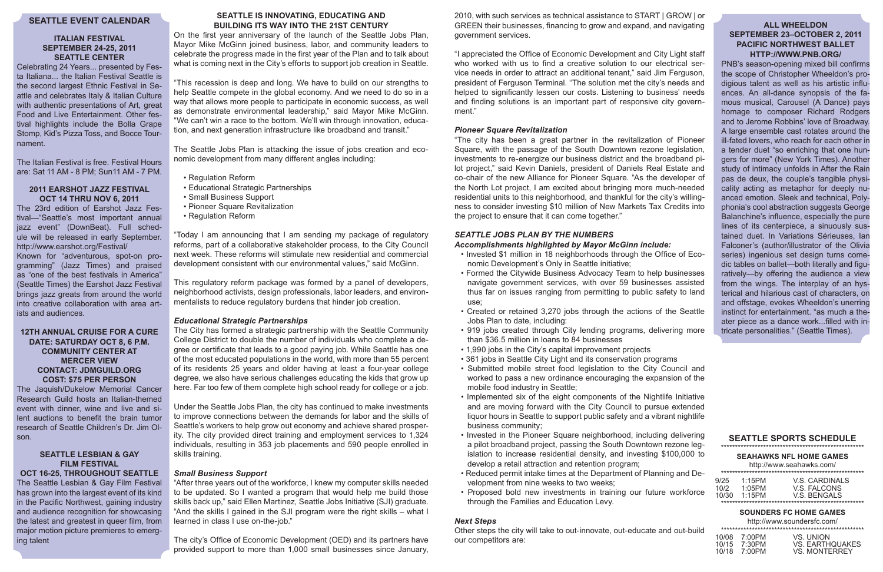## SEATTLE EVENT CALENDAR

### ITALIAN FESTIVAL SEPTEMBER 24-25, 2011 SEATTLE CENTER

Celebrating 24 Years... presented by Festa Italiana... the Italian Festival Seattle is the second largest Ethnic Festival in Seattle and celebrates Italy & Italian Culture with authentic presentations of Art, great Food and Live Entertainment. Other festival highlights include the Bolla Grape Stomp, Kid's Pizza Toss, and Bocce Tournament.

The Italian Festival is free. Festival Hours are: Sat 11 AM - 8 PM; Sun11 AM - 7 PM.

### 2011 EARSHOT JAZZ FESTIVAL OCT 14 THRU NOV 6, 2011

The 23rd edition of Earshot Jazz Festival—"Seattle's most important annual jazz event" (DownBeat). Full schedule will be released in early September. http://www.earshot.org/Festival/

Known for "adventurous, spot-on programming" (Jazz Times) and praised as "one of the best festivals in America" (Seattle Times) the Earshot Jazz Festival brings jazz greats from around the world into creative collaboration with area artists and audiences.

### 12TH ANNUAL CRUISE FOR A CURE DATE: SATURDAY OCT 8, 6 P.M. COMMUNITY CENTER AT MERCER VIEW CONTACT: JDMGUILD.ORG COST: $75 PER PERSON

The Jaquish/Dukelow Memorial Cancer Research Guild hosts an Italian-themed event with dinner, wine and live and silent auctions to benefit the brain tumor research of Seattle Children's Dr. Jim Olson.

### SEATTLE LESBIAN & GAY FILM FESTIVAL OCT 16-25, THROUGHOUT SEATTLE

The Seattle Lesbian & Gay Film Festival has grown into the largest event of its kind in the Pacific Northwest, gaining industry and audience recognition for showcasing the latest and greatest in queer film, from major motion picture premieres to emerging talent

## SEATTLE IS INNOVATING, EDUCATING AND BUILDING ITS WAY INTO THE 21ST CENTURY

On the first year anniversary of the launch of the Seattle Jobs Plan, Mayor Mike McGinn joined business, labor, and community leaders to celebrate the progress made in the first year of the Plan and to talk about what is coming next in the City's efforts to support job creation in Seattle.

"This recession is deep and long. We have to build on our strengths to help Seattle compete in the global economy. And we need to do so in a way that allows more people to participate in economic success, as well as demonstrate environmental leadership," said Mayor Mike McGinn. "We can't win a race to the bottom. We'll win through innovation, education, and next generation infrastructure like broadband and transit."

The Seattle Jobs Plan is attacking the issue of jobs creation and economic development from many different angles including:

- Regulation Reform
- Educational Strategic Partnerships
- Small Business Support
- Pioneer Square Revitalization
- Regulation Reform

"Today I am announcing that I am sending my package of regulatory reforms, part of a collaborative stakeholder process, to the City Council next week. These reforms will stimulate new residential and commercial development consistent with our environmental values," said McGinn.

This regulatory reform package was formed by a panel of developers, neighborhood activists, design professionals, labor leaders, and environmentalists to reduce regulatory burdens that hinder job creation.

### *Educational Strategic Partnerships*

The City has formed a strategic partnership with the Seattle Community College District to double the number of individuals who complete a degree or certificate that leads to a good paying job. While Seattle has one of the most educated populations in the world, with more than 55 percent of its residents 25 years and older having at least a four-year college degree, we also have serious challenges educating the kids that grow up here. Far too few of them complete high school ready for college or a job.

Under the Seattle Jobs Plan, the city has continued to make investments to improve connections between the demands for labor and the skills of Seattle's workers to help grow out economy and achieve shared prosperity. The city provided direct training and employment services to 1,324 individuals, resulting in 353 job placements and 590 people enrolled in skills training.

### *Small Business Support*

"After three years out of the workforce, I knew my computer skills needed to be updated. So I wanted a program that would help me build those skills back up," said Ellen Martinez, Seattle Jobs Initiative (SJI) graduate. "And the skills I gained in the SJI program were the right skills – what I learned in class I use on-the-job."

The city's Office of Economic Development (OED) and its partners have provided support to more than 1,000 small businesses since January, 2010, with such services as technical assistance to START | GROW | or GREEN their businesses, financing to grow and expand, and navigating government services.

"I appreciated the Office of Economic Development and City Light staff who worked with us to find a creative solution to our electrical service needs in order to attract an additional tenant," said Jim Ferguson, president of Ferguson Terminal. "The solution met the city's needs and helped to significantly lessen our costs. Listening to business' needs and finding solutions is an important part of responsive city government."

### *Pioneer Square Revitalization*

"The city has been a great partner in the revitalization of Pioneer Square, with the passage of the South Downtown rezone legislation, investments to re-energize our business district and the broadband pilot project," said Kevin Daniels, president of Daniels Real Estate and co-chair of the new Alliance for Pioneer Square. "As the developer of the North Lot project, I am excited about bringing more much-needed residential units to this neighborhood, and thankful for the city's willingness to consider investing $10 million of New Markets Tax Credits into the project to ensure that it can come together."

### *SEATTLE JOBS PLAN BY THE NUMBERS*

***Accomplishments highlighted by Mayor McGinn include:***

- Invested $1 million in 18 neighborhoods through the Office of Economic Development's Only in Seattle initiative;
- Formed the Citywide Business Advocacy Team to help businesses navigate government services, with over 59 businesses assisted thus far on issues ranging from permitting to public safety to land use;
- Created or retained 3,270 jobs through the actions of the Seattle Jobs Plan to date, including:
- 919 jobs created through City lending programs, delivering more than $36.5 million in loans to 84 businesses
- 1,990 jobs in the City's capital improvement projects
- 361 jobs in Seattle City Light and its conservation programs
- Submitted mobile street food legislation to the City Council and worked to pass a new ordinance encouraging the expansion of the mobile food industry in Seattle;
- Implemented six of the eight components of the Nightlife Initiative and are moving forward with the City Council to pursue extended liquor hours in Seattle to support public safety and a vibrant nightlife business community;
- Invested in the Pioneer Square neighborhood, including delivering a pilot broadband project, passing the South Downtown rezone legislation to increase residential density, and investing $100,000 to develop a retail attraction and retention program;
- Reduced permit intake times at the Department of Planning and Development from nine weeks to two weeks;
- Proposed bold new investments in training our future workforce through the Families and Education Levy.

### *Next Steps*

Other steps the city will take to out-innovate, out-educate and out-build our competitors are:

## ALL WHEELDON SEPTEMBER 23–OCTOBER 2, 2011 PACIFIC NORTHWEST BALLET HTTP://WWW.PNB.ORG/

PNB's season-opening mixed bill confirms the scope of Christopher Wheeldon's prodigious talent as well as his artistic influences. An all-dance synopsis of the famous musical, Carousel (A Dance) pays homage to composer Richard Rodgers and to Jerome Robbins' love of Broadway. A large ensemble cast rotates around the ill-fated lovers, who reach for each other in a tender duet "so enriching that one hungers for more" (New York Times). Another study of intimacy unfolds in After the Rain pas de deux, the couple's tangible physicality acting as metaphor for deeply nuanced emotion. Sleek and technical, Polyphonia's cool abstraction suggests George Balanchine's influence, especially the pure lines of its centerpiece, a sinuously sustained duet. In Variations Sérieuses, Ian Falconer's (author/illustrator of the Olivia series) ingenious set design turns comedic tables on ballet—both literally and figuratively—by offering the audience a view from the wings. The interplay of an hysterical and hilarious cast of characters, on and offstage, evokes Wheeldon's unerring instinct for entertainment. "as much a theater piece as a dance work...filled with intricate personalities." (Seattle Times).

## SEATTLE SPORTS SCHEDULE

### SEAHAWKS NFL HOME GAMES

http://www.seahawks.com/

| | | |
|---|---|---|
| 9/25 | 1:15PM | V.S. CARDINALS |
| 10/2 | 1:05PM | V.S. FALCONS |
| 10/30 | 1:15PM | V.S. BENGALS |

### SOUNDERS FC HOME GAMES

http://www.soundersfc.com/

| | | |
|---|---|---|
| 10/08 | 7:00PM | VS. UNION |
| 10/15 | 7:30PM | VS. EARTHQUAKES |
| 10/18 | 7:00PM | VS. MONTERREY |